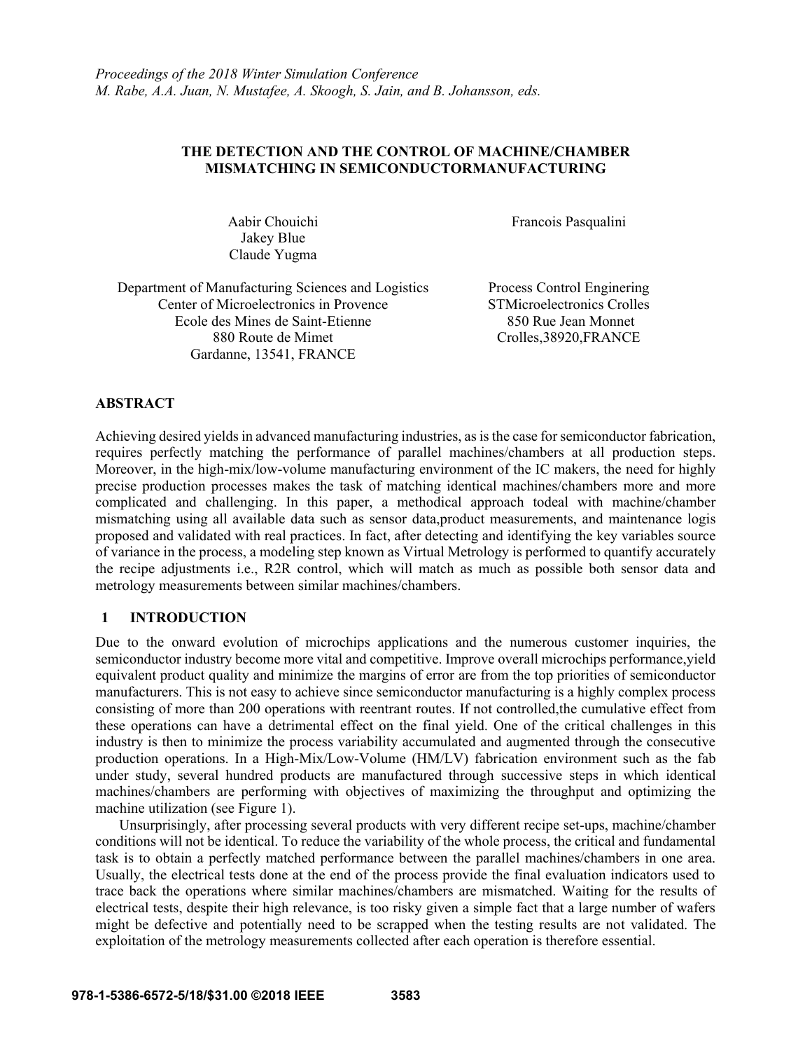*Proceedings of the 2018 Winter Simulation Conference*
*M. Rabe, A.A. Juan, N. Mustafee, A. Skoogh, S. Jain, and B. Johansson, eds.*

# THE DETECTION AND THE CONTROL OF MACHINE/CHAMBER MISMATCHING IN SEMICONDUCTORMANUFACTURING

Aabir Chouichi
Jakey Blue
Claude Yugma

Department of Manufacturing Sciences and Logistics
Center of Microelectronics in Provence
Ecole des Mines de Saint-Etienne
880 Route de Mimet
Gardanne, 13541, FRANCE

Francois Pasqualini

Process Control Engingering
STMicroelectronics Crolles
850 Rue Jean Monnet
Crolles,38920,FRANCE

## ABSTRACT

Achieving desired yields in advanced manufacturing industries, as is the case for semiconductor fabrication, requires perfectly matching the performance of parallel machines/chambers at all production steps. Moreover, in the high-mix/low-volume manufacturing environment of the IC makers, the need for highly precise production processes makes the task of matching identical machines/chambers more and more complicated and challenging. In this paper, a methodical approach todeal with machine/chamber mismatching using all available data such as sensor data,product measurements, and maintenance logis proposed and validated with real practices. In fact, after detecting and identifying the key variables source of variance in the process, a modeling step known as Virtual Metrology is performed to quantify accurately the recipe adjustments i.e., R2R control, which will match as much as possible both sensor data and metrology measurements between similar machines/chambers.

## 1 INTRODUCTION

Due to the onward evolution of microchips applications and the numerous customer inquiries, the semiconductor industry become more vital and competitive. Improve overall microchips performance,yield equivalent product quality and minimize the margins of error are from the top priorities of semiconductor manufacturers. This is not easy to achieve since semiconductor manufacturing is a highly complex process consisting of more than 200 operations with reentrant routes. If not controlled,the cumulative effect from these operations can have a detrimental effect on the final yield. One of the critical challenges in this industry is then to minimize the process variability accumulated and augmented through the consecutive production operations. In a High-Mix/Low-Volume (HM/LV) fabrication environment such as the fab under study, several hundred products are manufactured through successive steps in which identical machines/chambers are performing with objectives of maximizing the throughput and optimizing the machine utilization (see Figure 1).

Unsurprisingly, after processing several products with very different recipe set-ups, machine/chamber conditions will not be identical. To reduce the variability of the whole process, the critical and fundamental task is to obtain a perfectly matched performance between the parallel machines/chambers in one area. Usually, the electrical tests done at the end of the process provide the final evaluation indicators used to trace back the operations where similar machines/chambers are mismatched. Waiting for the results of electrical tests, despite their high relevance, is too risky given a simple fact that a large number of wafers might be defective and potentially need to be scrapped when the testing results are not validated. The exploitation of the metrology measurements collected after each operation is therefore essential.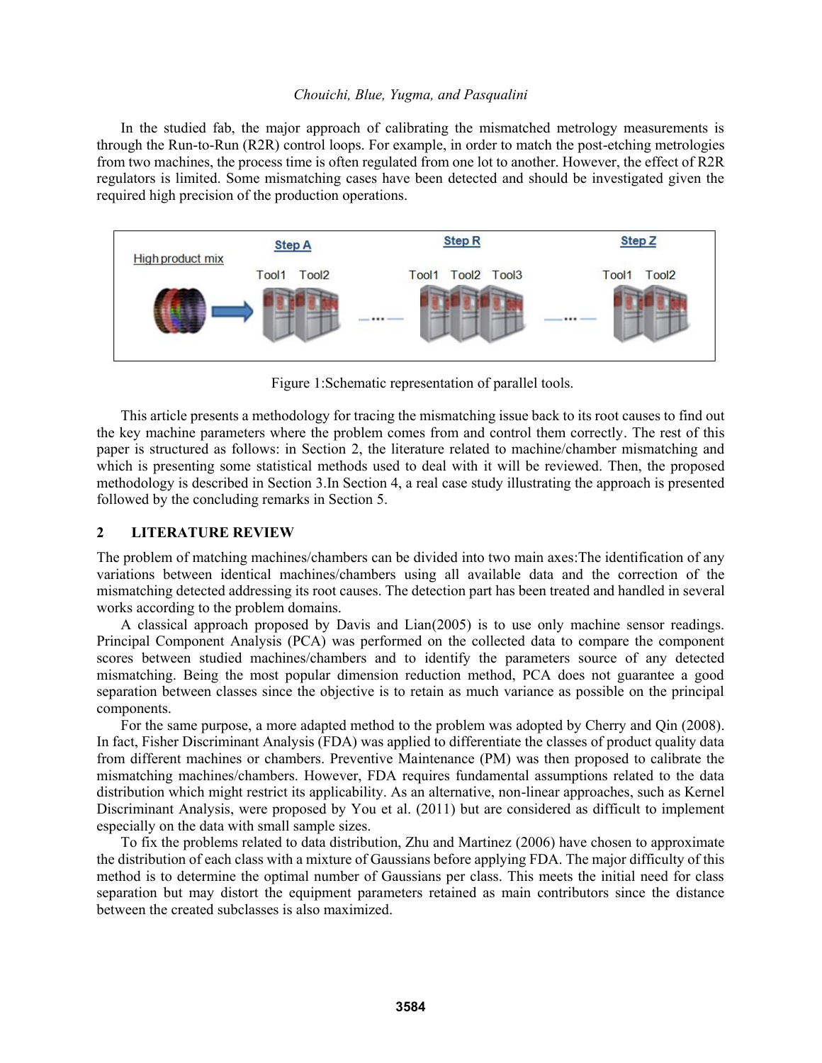In the studied fab, the major approach of calibrating the mismatched metrology measurements is through the Run-to-Run (R2R) control loops. For example, in order to match the post-etching metrologies from two machines, the process time is often regulated from one lot to another. However, the effect of R2R regulators is limited. Some mismatching cases have been detected and should be investigated given the required high precision of the production operations.

Figure 1:Schematic representation of parallel tools.

This article presents a methodology for tracing the mismatching issue back to its root causes to find out the key machine parameters where the problem comes from and control them correctly. The rest of this paper is structured as follows: in Section 2, the literature related to machine/chamber mismatching and which is presenting some statistical methods used to deal with it will be reviewed. Then, the proposed methodology is described in Section 3.In Section 4, a real case study illustrating the approach is presented followed by the concluding remarks in Section 5.

## 2 LITERATURE REVIEW

The problem of matching machines/chambers can be divided into two main axes:The identification of any variations between identical machines/chambers using all available data and the correction of the mismatching detected addressing its root causes. The detection part has been treated and handled in several works according to the problem domains.

A classical approach proposed by Davis and Lian(2005) is to use only machine sensor readings. Principal Component Analysis (PCA) was performed on the collected data to compare the component scores between studied machines/chambers and to identify the parameters source of any detected mismatching. Being the most popular dimension reduction method, PCA does not guarantee a good separation between classes since the objective is to retain as much variance as possible on the principal components.

For the same purpose, a more adapted method to the problem was adopted by Cherry and Qin (2008). In fact, Fisher Discriminant Analysis (FDA) was applied to differentiate the classes of product quality data from different machines or chambers. Preventive Maintenance (PM) was then proposed to calibrate the mismatching machines/chambers. However, FDA requires fundamental assumptions related to the data distribution which might restrict its applicability. As an alternative, non-linear approaches, such as Kernel Discriminant Analysis, were proposed by You et al. (2011) but are considered as difficult to implement especially on the data with small sample sizes.

To fix the problems related to data distribution, Zhu and Martinez (2006) have chosen to approximate the distribution of each class with a mixture of Gaussians before applying FDA. The major difficulty of this method is to determine the optimal number of Gaussians per class. This meets the initial need for class separation but may distort the equipment parameters retained as main contributors since the distance between the created subclasses is also maximized.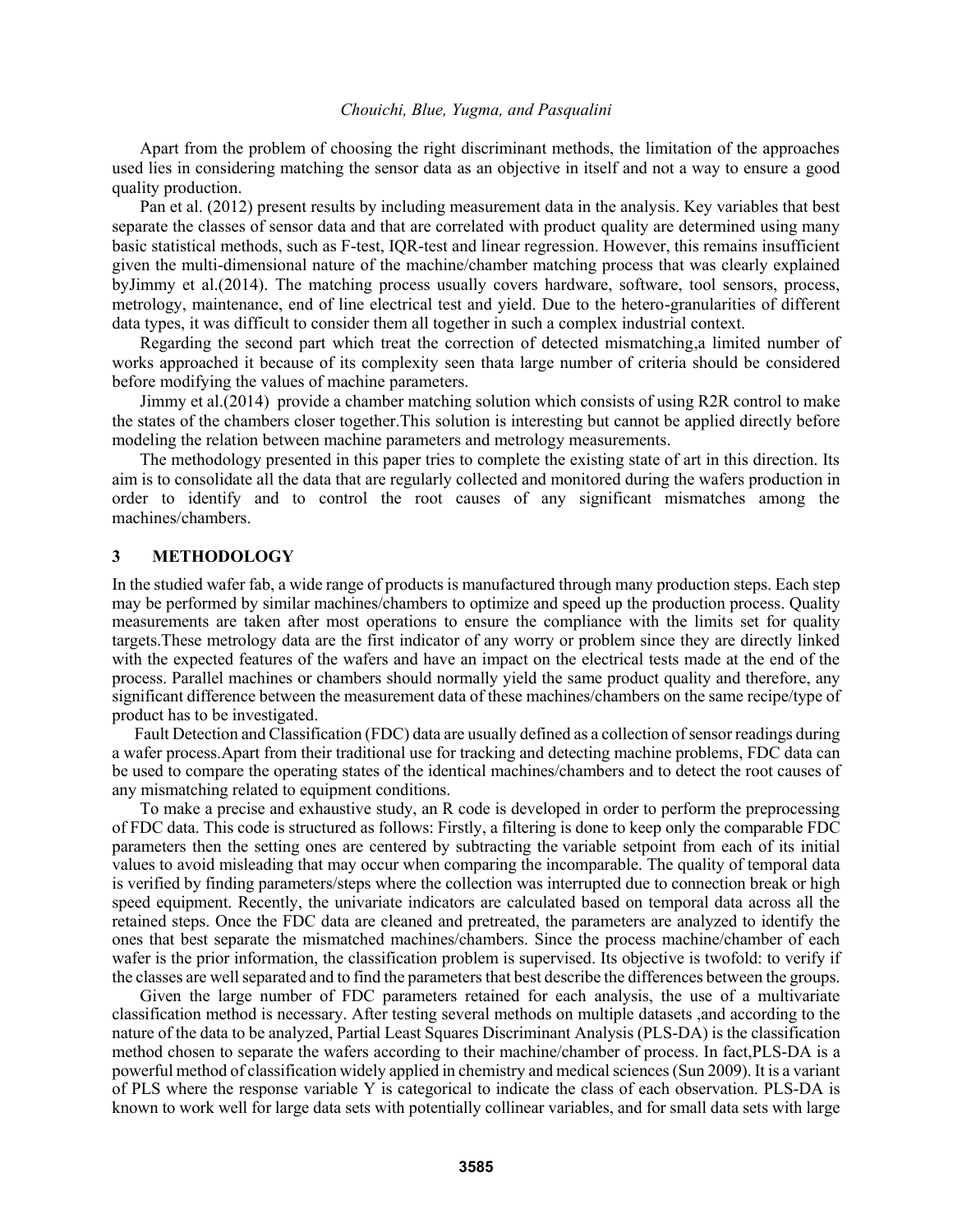Apart from the problem of choosing the right discriminant methods, the limitation of the approaches used lies in considering matching the sensor data as an objective in itself and not a way to ensure a good quality production.

Pan et al. (2012) present results by including measurement data in the analysis. Key variables that best separate the classes of sensor data and that are correlated with product quality are determined using many basic statistical methods, such as F-test, IQR-test and linear regression. However, this remains insufficient given the multi-dimensional nature of the machine/chamber matching process that was clearly explained byJimmy et al.(2014). The matching process usually covers hardware, software, tool sensors, process, metrology, maintenance, end of line electrical test and yield. Due to the hetero-granularities of different data types, it was difficult to consider them all together in such a complex industrial context.

Regarding the second part which treat the correction of detected mismatching,a limited number of works approached it because of its complexity seen thata large number of criteria should be considered before modifying the values of machine parameters.

Jimmy et al.(2014) provide a chamber matching solution which consists of using R2R control to make the states of the chambers closer together.This solution is interesting but cannot be applied directly before modeling the relation between machine parameters and metrology measurements.

The methodology presented in this paper tries to complete the existing state of art in this direction. Its aim is to consolidate all the data that are regularly collected and monitored during the wafers production in order to identify and to control the root causes of any significant mismatches among the machines/chambers.

## 3 METHODOLOGY

In the studied wafer fab, a wide range of products is manufactured through many production steps. Each step may be performed by similar machines/chambers to optimize and speed up the production process. Quality measurements are taken after most operations to ensure the compliance with the limits set for quality targets.These metrology data are the first indicator of any worry or problem since they are directly linked with the expected features of the wafers and have an impact on the electrical tests made at the end of the process. Parallel machines or chambers should normally yield the same product quality and therefore, any significant difference between the measurement data of these machines/chambers on the same recipe/type of product has to be investigated.

Fault Detection and Classification (FDC) data are usually defined as a collection of sensor readings during a wafer process.Apart from their traditional use for tracking and detecting machine problems, FDC data can be used to compare the operating states of the identical machines/chambers and to detect the root causes of any mismatching related to equipment conditions.

To make a precise and exhaustive study, an R code is developed in order to perform the preprocessing of FDC data. This code is structured as follows: Firstly, a filtering is done to keep only the comparable FDC parameters then the setting ones are centered by subtracting the variable setpoint from each of its initial values to avoid misleading that may occur when comparing the incomparable. The quality of temporal data is verified by finding parameters/steps where the collection was interrupted due to connection break or high speed equipment. Recently, the univariate indicators are calculated based on temporal data across all the retained steps. Once the FDC data are cleaned and pretreated, the parameters are analyzed to identify the ones that best separate the mismatched machines/chambers. Since the process machine/chamber of each wafer is the prior information, the classification problem is supervised. Its objective is twofold: to verify if the classes are well separated and to find the parameters that best describe the differences between the groups.

Given the large number of FDC parameters retained for each analysis, the use of a multivariate classification method is necessary. After testing several methods on multiple datasets ,and according to the nature of the data to be analyzed, Partial Least Squares Discriminant Analysis (PLS-DA) is the classification method chosen to separate the wafers according to their machine/chamber of process. In fact,PLS-DA is a powerful method of classification widely applied in chemistry and medical sciences (Sun 2009). It is a variant of PLS where the response variable Y is categorical to indicate the class of each observation. PLS-DA is known to work well for large data sets with potentially collinear variables, and for small data sets with large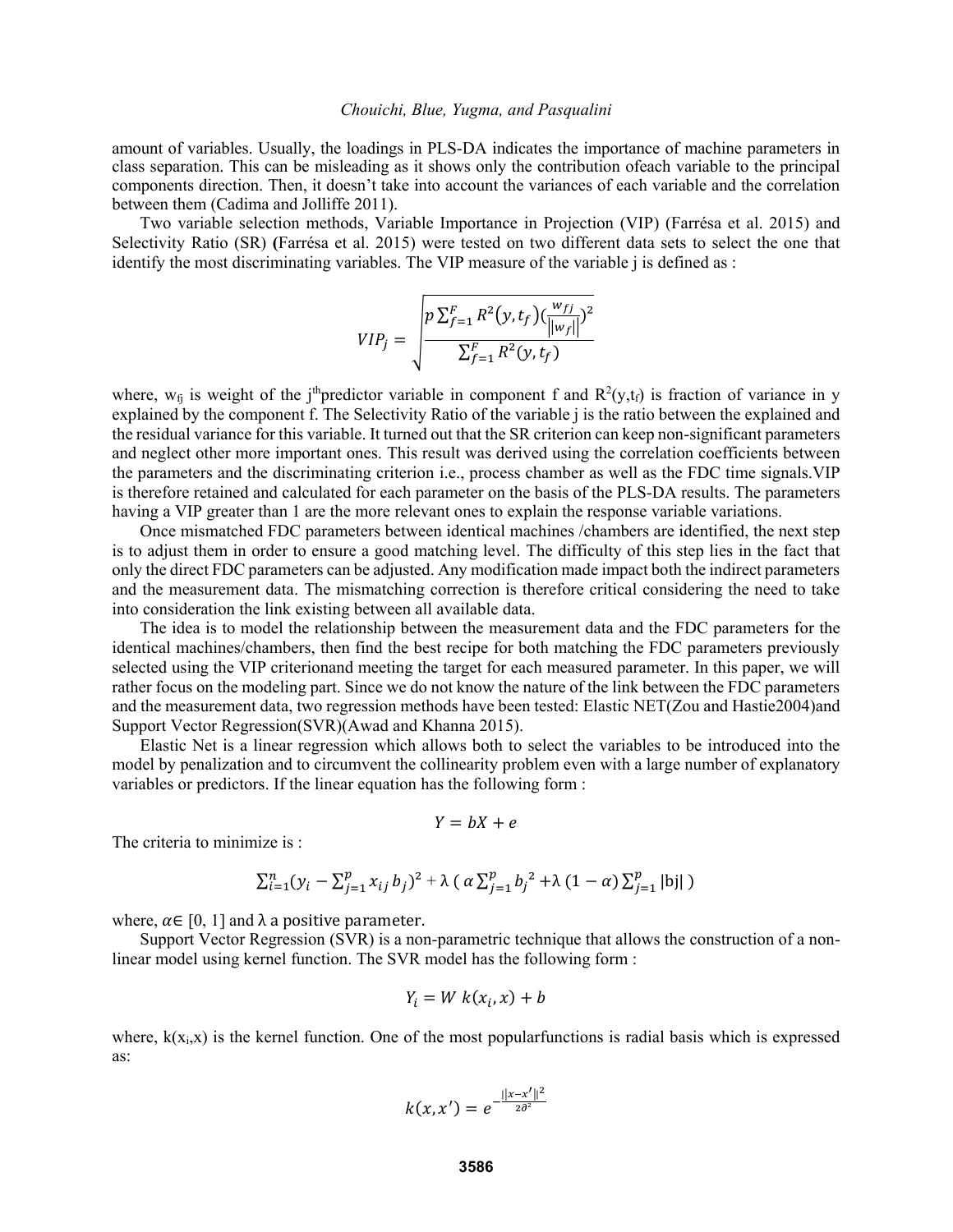amount of variables. Usually, the loadings in PLS-DA indicates the importance of machine parameters in class separation. This can be misleading as it shows only the contribution ofeach variable to the principal components direction. Then, it doesn't take into account the variances of each variable and the correlation between them (Cadima and Jolliffe 2011).

Two variable selection methods, Variable Importance in Projection (VIP) (Farrésa et al. 2015) and Selectivity Ratio (SR) **(**Farrésa et al. 2015) were tested on two different data sets to select the one that identify the most discriminating variables. The VIP measure of the variable j is defined as :

$$VIP_j = \sqrt{\frac{p\sum_{f=1}^{F} R^2(y, t_f)(\frac{w_{fj}}{\|w_f\|})^2}{\sum_{f=1}^{F} R^2(y, t_f)}}$$

where, $w_{fj}$ is weight of the $j^{th}$predictor variable in component f and $R^2(y,t_f)$ is fraction of variance in y explained by the component f. The Selectivity Ratio of the variable j is the ratio between the explained and the residual variance for this variable. It turned out that the SR criterion can keep non-significant parameters and neglect other more important ones. This result was derived using the correlation coefficients between the parameters and the discriminating criterion i.e., process chamber as well as the FDC time signals.VIP is therefore retained and calculated for each parameter on the basis of the PLS-DA results. The parameters having a VIP greater than 1 are the more relevant ones to explain the response variable variations.

Once mismatched FDC parameters between identical machines /chambers are identified, the next step is to adjust them in order to ensure a good matching level. The difficulty of this step lies in the fact that only the direct FDC parameters can be adjusted. Any modification made impact both the indirect parameters and the measurement data. The mismatching correction is therefore critical considering the need to take into consideration the link existing between all available data.

The idea is to model the relationship between the measurement data and the FDC parameters for the identical machines/chambers, then find the best recipe for both matching the FDC parameters previously selected using the VIP criterionand meeting the target for each measured parameter. In this paper, we will rather focus on the modeling part. Since we do not know the nature of the link between the FDC parameters and the measurement data, two regression methods have been tested: Elastic NET(Zou and Hastie2004)and Support Vector Regression(SVR)(Awad and Khanna 2015).

Elastic Net is a linear regression which allows both to select the variables to be introduced into the model by penalization and to circumvent the collinearity problem even with a large number of explanatory variables or predictors. If the linear equation has the following form :

$$Y = bX + e$$

The criteria to minimize is :

$$\sum_{i=1}^{n}(y_i - \sum_{j=1}^{p} x_{ij}\, b_j)^2 + \lambda\ (\ \alpha \sum_{j=1}^{p} b_j^{\,2} + \lambda\ (1-\alpha) \sum_{j=1}^{p} |bj|\ )$$

where, $\alpha \in$ [0, 1] and $\lambda$ a positive parameter.

Support Vector Regression (SVR) is a non-parametric technique that allows the construction of a non-linear model using kernel function. The SVR model has the following form :

$$Y_i = W\ k(x_i, x) + b$$

where, $k(x_i,x)$ is the kernel function. One of the most popularfunctions is radial basis which is expressed as:

$$k(x, x') = e^{-\frac{\|x-x'\|^2}{2\partial^2}}$$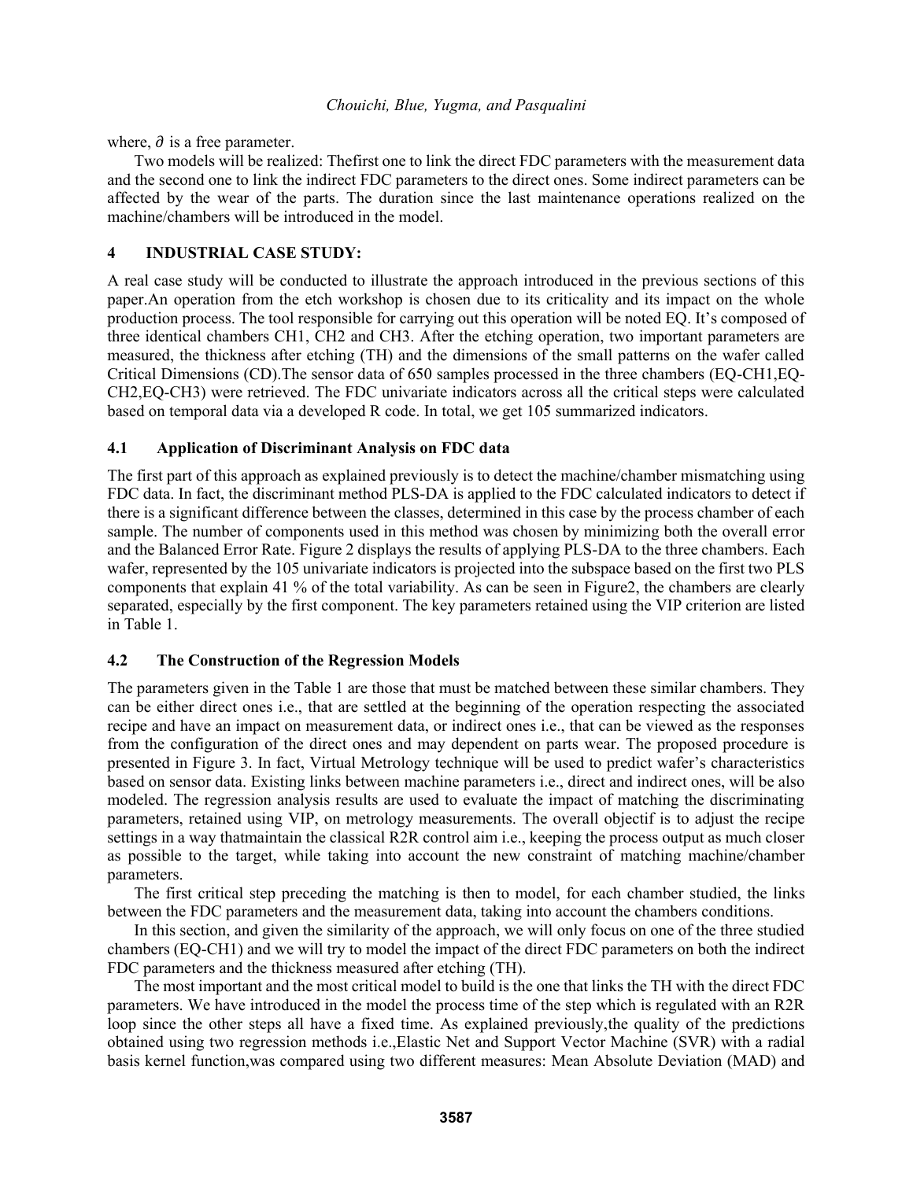where, $\partial$ is a free parameter.

Two models will be realized: Thefirst one to link the direct FDC parameters with the measurement data and the second one to link the indirect FDC parameters to the direct ones. Some indirect parameters can be affected by the wear of the parts. The duration since the last maintenance operations realized on the machine/chambers will be introduced in the model.

## 4 INDUSTRIAL CASE STUDY:

A real case study will be conducted to illustrate the approach introduced in the previous sections of this paper.An operation from the etch workshop is chosen due to its criticality and its impact on the whole production process. The tool responsible for carrying out this operation will be noted EQ. It's composed of three identical chambers CH1, CH2 and CH3. After the etching operation, two important parameters are measured, the thickness after etching (TH) and the dimensions of the small patterns on the wafer called Critical Dimensions (CD).The sensor data of 650 samples processed in the three chambers (EQ-CH1,EQ-CH2,EQ-CH3) were retrieved. The FDC univariate indicators across all the critical steps were calculated based on temporal data via a developed R code. In total, we get 105 summarized indicators.

### 4.1 Application of Discriminant Analysis on FDC data

The first part of this approach as explained previously is to detect the machine/chamber mismatching using FDC data. In fact, the discriminant method PLS-DA is applied to the FDC calculated indicators to detect if there is a significant difference between the classes, determined in this case by the process chamber of each sample. The number of components used in this method was chosen by minimizing both the overall error and the Balanced Error Rate. Figure 2 displays the results of applying PLS-DA to the three chambers. Each wafer, represented by the 105 univariate indicators is projected into the subspace based on the first two PLS components that explain 41 % of the total variability. As can be seen in Figure2, the chambers are clearly separated, especially by the first component. The key parameters retained using the VIP criterion are listed in Table 1.

### 4.2 The Construction of the Regression Models

The parameters given in the Table 1 are those that must be matched between these similar chambers. They can be either direct ones i.e., that are settled at the beginning of the operation respecting the associated recipe and have an impact on measurement data, or indirect ones i.e., that can be viewed as the responses from the configuration of the direct ones and may dependent on parts wear. The proposed procedure is presented in Figure 3. In fact, Virtual Metrology technique will be used to predict wafer's characteristics based on sensor data. Existing links between machine parameters i.e., direct and indirect ones, will be also modeled. The regression analysis results are used to evaluate the impact of matching the discriminating parameters, retained using VIP, on metrology measurements. The overall objectif is to adjust the recipe settings in a way thatmaintain the classical R2R control aim i.e., keeping the process output as much closer as possible to the target, while taking into account the new constraint of matching machine/chamber parameters.

The first critical step preceding the matching is then to model, for each chamber studied, the links between the FDC parameters and the measurement data, taking into account the chambers conditions.

In this section, and given the similarity of the approach, we will only focus on one of the three studied chambers (EQ-CH1) and we will try to model the impact of the direct FDC parameters on both the indirect FDC parameters and the thickness measured after etching (TH).

The most important and the most critical model to build is the one that links the TH with the direct FDC parameters. We have introduced in the model the process time of the step which is regulated with an R2R loop since the other steps all have a fixed time. As explained previously,the quality of the predictions obtained using two regression methods i.e.,Elastic Net and Support Vector Machine (SVR) with a radial basis kernel function,was compared using two different measures: Mean Absolute Deviation (MAD) and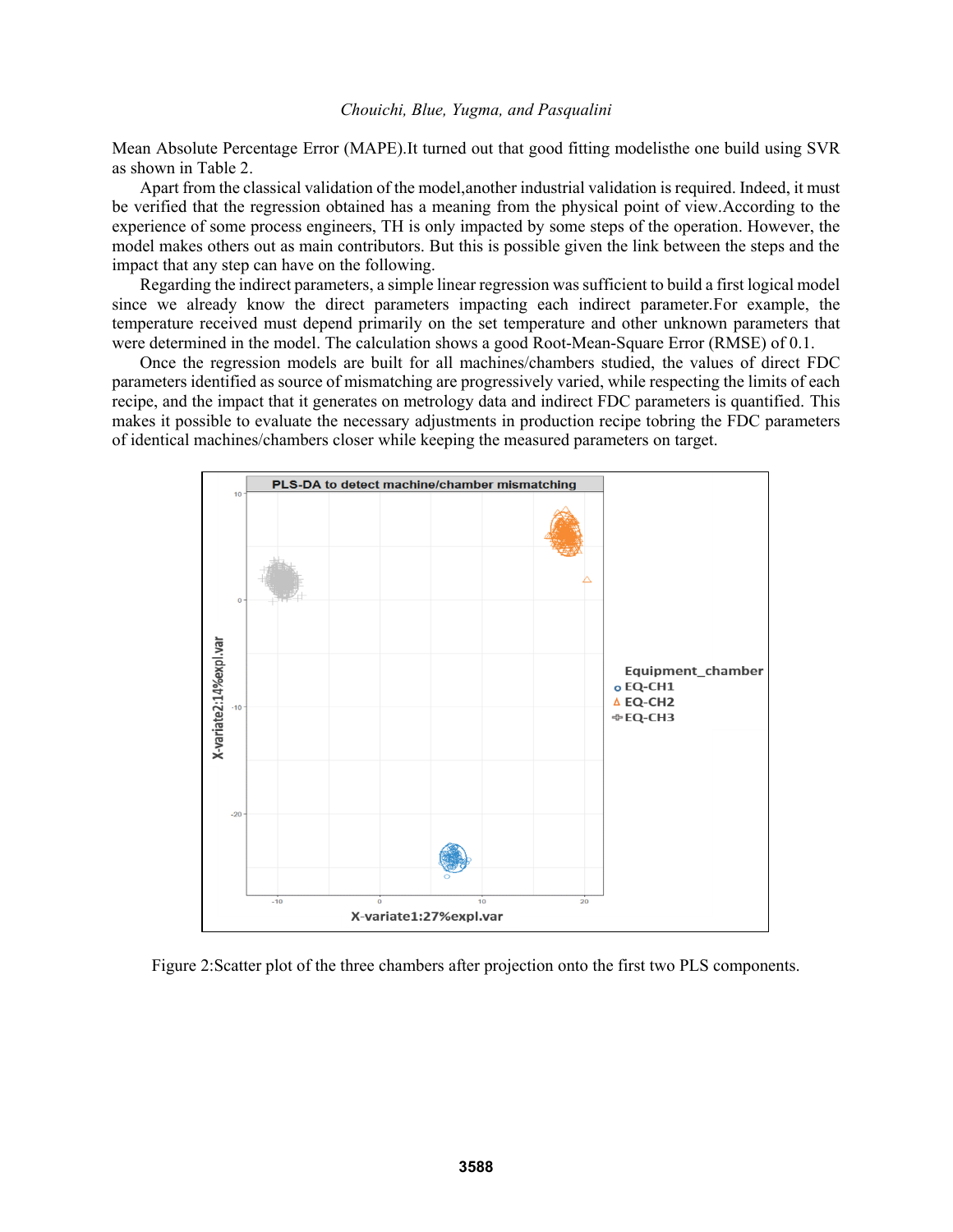Mean Absolute Percentage Error (MAPE).It turned out that good fitting modelisthe one build using SVR as shown in Table 2.

Apart from the classical validation of the model,another industrial validation is required. Indeed, it must be verified that the regression obtained has a meaning from the physical point of view.According to the experience of some process engineers, TH is only impacted by some steps of the operation. However, the model makes others out as main contributors. But this is possible given the link between the steps and the impact that any step can have on the following.

Regarding the indirect parameters, a simple linear regression was sufficient to build a first logical model since we already know the direct parameters impacting each indirect parameter.For example, the temperature received must depend primarily on the set temperature and other unknown parameters that were determined in the model. The calculation shows a good Root-Mean-Square Error (RMSE) of 0.1.

Once the regression models are built for all machines/chambers studied, the values of direct FDC parameters identified as source of mismatching are progressively varied, while respecting the limits of each recipe, and the impact that it generates on metrology data and indirect FDC parameters is quantified. This makes it possible to evaluate the necessary adjustments in production recipe tobring the FDC parameters of identical machines/chambers closer while keeping the measured parameters on target.

Figure 2:Scatter plot of the three chambers after projection onto the first two PLS components.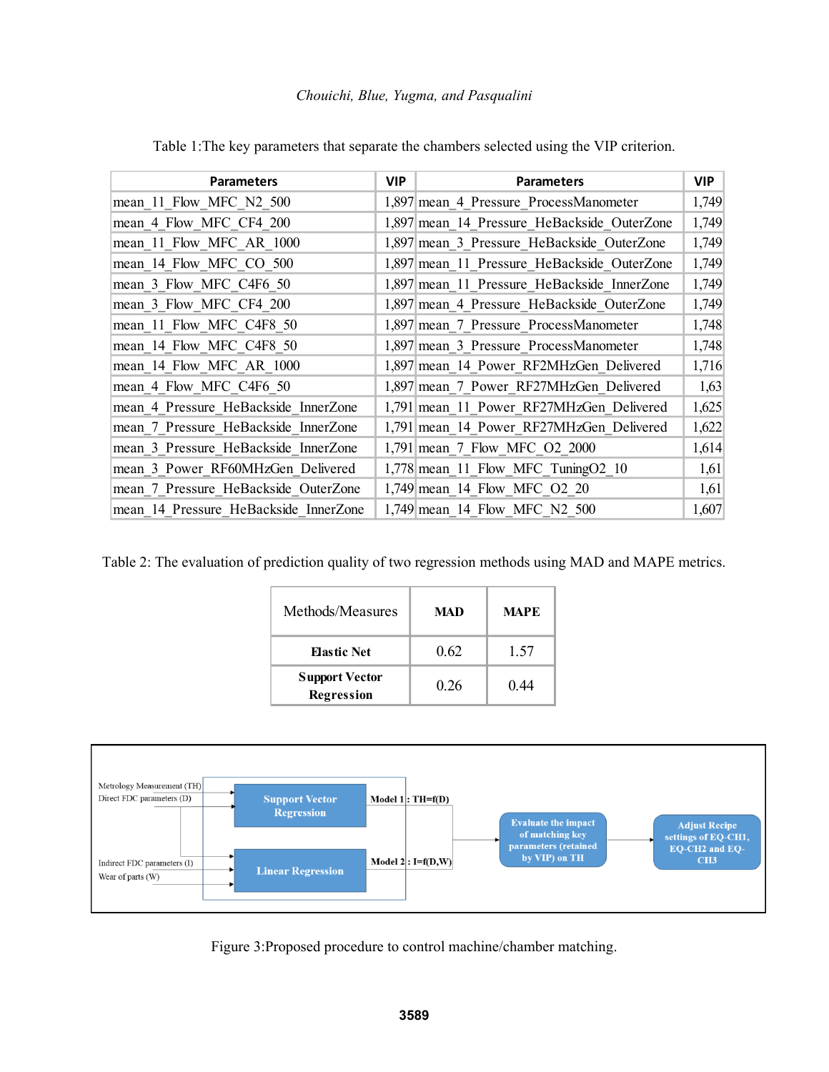Table 1:The key parameters that separate the chambers selected using the VIP criterion.

| Parameters | VIP | Parameters | VIP |
|---|---|---|---|
| mean_11_Flow_MFC_N2_500 | 1,897 | mean_4_Pressure_ProcessManometer | 1,749 |
| mean_4_Flow_MFC_CF4_200 | 1,897 | mean_14_Pressure_HeBackside_OuterZone | 1,749 |
| mean_11_Flow_MFC_AR_1000 | 1,897 | mean_3_Pressure_HeBackside_OuterZone | 1,749 |
| mean_14_Flow_MFC_CO_500 | 1,897 | mean_11_Pressure_HeBackside_OuterZone | 1,749 |
| mean_3_Flow_MFC_C4F6_50 | 1,897 | mean_11_Pressure_HeBackside_InnerZone | 1,749 |
| mean_3_Flow_MFC_CF4_200 | 1,897 | mean_4_Pressure_HeBackside_OuterZone | 1,749 |
| mean_11_Flow_MFC_C4F8_50 | 1,897 | mean_7_Pressure_ProcessManometer | 1,748 |
| mean_14_Flow_MFC_C4F8_50 | 1,897 | mean_3_Pressure_ProcessManometer | 1,748 |
| mean_14_Flow_MFC_AR_1000 | 1,897 | mean_14_Power_RF2MHzGen_Delivered | 1,716 |
| mean_4_Flow_MFC_C4F6_50 | 1,897 | mean_7_Power_RF27MHzGen_Delivered | 1,63 |
| mean_4_Pressure_HeBackside_InnerZone | 1,791 | mean_11_Power_RF27MHzGen_Delivered | 1,625 |
| mean_7_Pressure_HeBackside_InnerZone | 1,791 | mean_14_Power_RF27MHzGen_Delivered | 1,622 |
| mean_3_Pressure_HeBackside_InnerZone | 1,791 | mean_7_Flow_MFC_O2_2000 | 1,614 |
| mean_3_Power_RF60MHzGen_Delivered | 1,778 | mean_11_Flow_MFC_TuningO2_10 | 1,61 |
| mean_7_Pressure_HeBackside_OuterZone | 1,749 | mean_14_Flow_MFC_O2_20 | 1,61 |
| mean_14_Pressure_HeBackside_InnerZone | 1,749 | mean_14_Flow_MFC_N2_500 | 1,607 |

Table 2: The evaluation of prediction quality of two regression methods using MAD and MAPE metrics.

| Methods/Measures | MAD | MAPE |
|---|---|---|
| **Elastic Net** | 0.62 | 1.57 |
| **Support Vector Regression** | 0.26 | 0.44 |

Metrology Measurement (TH)
Direct FDC parameters (D)
Indirect FDC parameters (I)
Wear of parts (W)

Support Vector Regression → Model 1 : TH=f(D)

Linear Regression → Model 2 : I=f(D,W)

Evaluate the impact of matching key parameters (retained by VIP) on TH → Adjust Recipe settings of EQ-CH1, EQ-CH2 and EQ-CH3

Figure 3:Proposed procedure to control machine/chamber matching.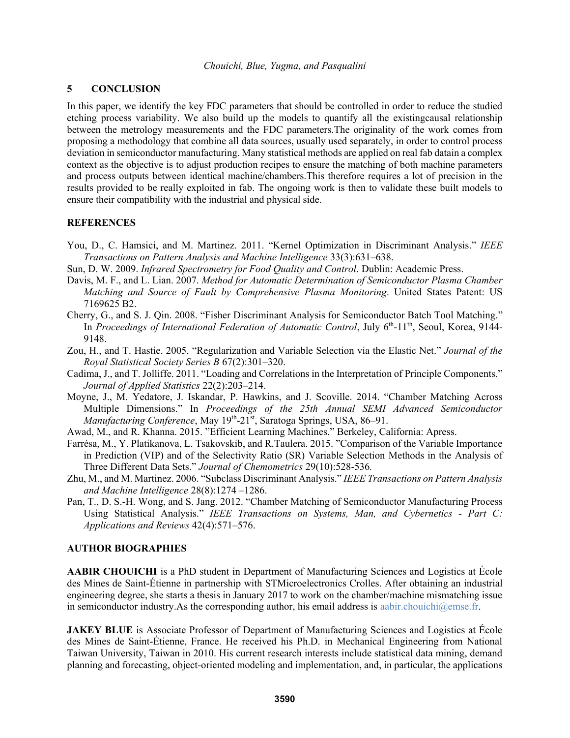## 5 CONCLUSION

In this paper, we identify the key FDC parameters that should be controlled in order to reduce the studied etching process variability. We also build up the models to quantify all the existingcausal relationship between the metrology measurements and the FDC parameters.The originality of the work comes from proposing a methodology that combine all data sources, usually used separately, in order to control process deviation in semiconductor manufacturing. Many statistical methods are applied on real fab datain a complex context as the objective is to adjust production recipes to ensure the matching of both machine parameters and process outputs between identical machine/chambers.This therefore requires a lot of precision in the results provided to be really exploited in fab. The ongoing work is then to validate these built models to ensure their compatibility with the industrial and physical side.

## REFERENCES

You, D., C. Hamsici, and M. Martinez. 2011. "Kernel Optimization in Discriminant Analysis." *IEEE Transactions on Pattern Analysis and Machine Intelligence* 33(3):631–638.

Sun, D. W. 2009. *Infrared Spectrometry for Food Quality and Control*. Dublin: Academic Press.

Davis, M. F., and L. Lian. 2007. *Method for Automatic Determination of Semiconductor Plasma Chamber Matching and Source of Fault by Comprehensive Plasma Monitoring*. United States Patent: US 7169625 B2.

Cherry, G., and S. J. Qin. 2008. "Fisher Discriminant Analysis for Semiconductor Batch Tool Matching." In *Proceedings of International Federation of Automatic Control*, July 6th-11th, Seoul, Korea, 9144-9148.

Zou, H., and T. Hastie. 2005. "Regularization and Variable Selection via the Elastic Net." *Journal of the Royal Statistical Society Series B* 67(2):301–320.

Cadima, J., and T. Jolliffe. 2011. "Loading and Correlations in the Interpretation of Principle Components." *Journal of Applied Statistics* 22(2):203–214.

Moyne, J., M. Yedatore, J. Iskandar, P. Hawkins, and J. Scoville. 2014. "Chamber Matching Across Multiple Dimensions." In *Proceedings of the 25th Annual SEMI Advanced Semiconductor Manufacturing Conference*, May 19th-21st, Saratoga Springs, USA, 86–91.

Awad, M., and R. Khanna. 2015. "Efficient Learning Machines." Berkeley, California: Apress.

Farrésa, M., Y. Platikanova, L. Tsakovskib, and R.Taulera. 2015. "Comparison of the Variable Importance in Prediction (VIP) and of the Selectivity Ratio (SR) Variable Selection Methods in the Analysis of Three Different Data Sets." *Journal of Chemometrics* 29(10):528-536.

Zhu, M., and M. Martinez. 2006. "Subclass Discriminant Analysis." *IEEE Transactions on Pattern Analysis and Machine Intelligence* 28(8):1274 –1286.

Pan, T., D. S.-H. Wong, and S. Jang. 2012. "Chamber Matching of Semiconductor Manufacturing Process Using Statistical Analysis." *IEEE Transactions on Systems, Man, and Cybernetics - Part C: Applications and Reviews* 42(4):571–576.

## AUTHOR BIOGRAPHIES

**AABIR CHOUICHI** is a PhD student in Department of Manufacturing Sciences and Logistics at École des Mines de Saint-Étienne in partnership with STMicroelectronics Crolles. After obtaining an industrial engineering degree, she starts a thesis in January 2017 to work on the chamber/machine mismatching issue in semiconductor industry.As the corresponding author, his email address is aabir.chouichi@emse.fr.

**JAKEY BLUE** is Associate Professor of Department of Manufacturing Sciences and Logistics at École des Mines de Saint-Étienne, France. He received his Ph.D. in Mechanical Engineering from National Taiwan University, Taiwan in 2010. His current research interests include statistical data mining, demand planning and forecasting, object-oriented modeling and implementation, and, in particular, the applications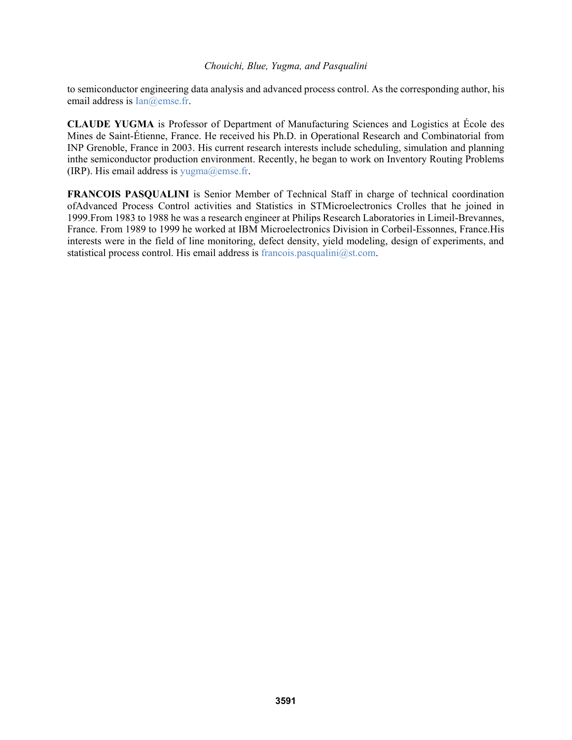to semiconductor engineering data analysis and advanced process control. As the corresponding author, his email address is Ian@emse.fr.

**CLAUDE YUGMA** is Professor of Department of Manufacturing Sciences and Logistics at École des Mines de Saint-Étienne, France. He received his Ph.D. in Operational Research and Combinatorial from INP Grenoble, France in 2003. His current research interests include scheduling, simulation and planning inthe semiconductor production environment. Recently, he began to work on Inventory Routing Problems (IRP). His email address is yugma@emse.fr.

**FRANCOIS PASQUALINI** is Senior Member of Technical Staff in charge of technical coordination ofAdvanced Process Control activities and Statistics in STMicroelectronics Crolles that he joined in 1999.From 1983 to 1988 he was a research engineer at Philips Research Laboratories in Limeil-Brevannes, France. From 1989 to 1999 he worked at IBM Microelectronics Division in Corbeil-Essonnes, France.His interests were in the field of line monitoring, defect density, yield modeling, design of experiments, and statistical process control. His email address is francois.pasqualini@st.com.